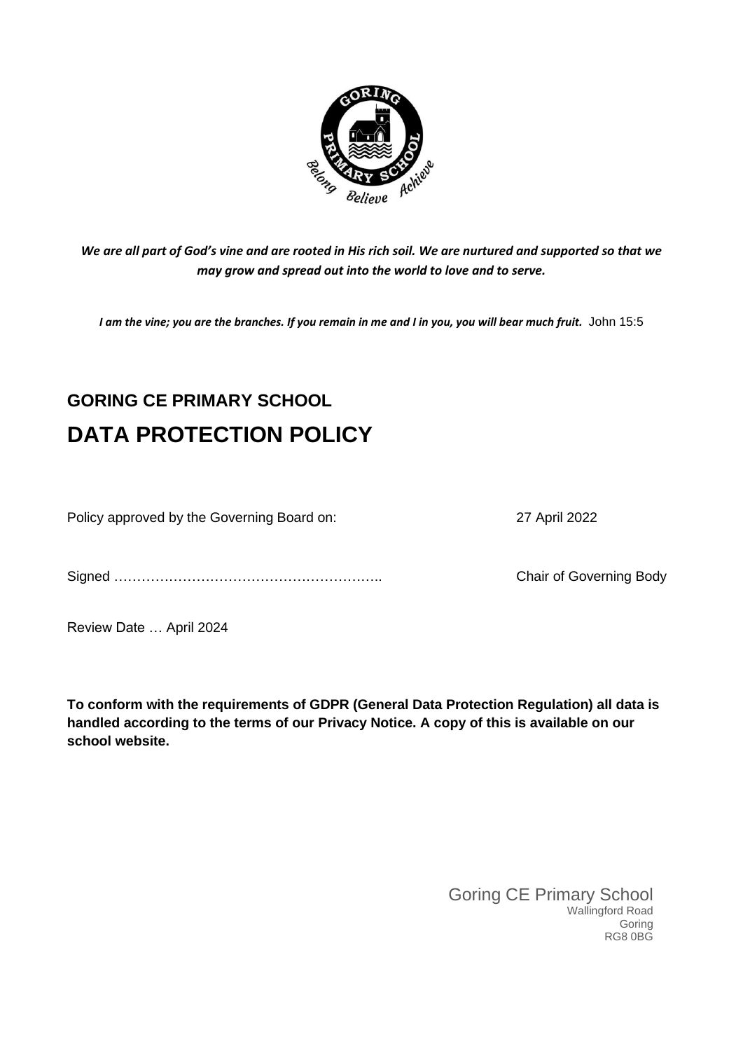*We are all part of God's vine and are rooted in His rich soil. We are nurtured and supported so that we may grow and spread out into the world to love and to serve.*

***I am the vine; you are the branches. If you remain in me and I in you, you will bear much fruit.*** John 15:5

## GORING CE PRIMARY SCHOOL

# DATA PROTECTION POLICY

Policy approved by the Governing Board on: 27 April 2022

Signed ………………………………………………….. Chair of Governing Body

Review Date … April 2024

**To conform with the requirements of GDPR (General Data Protection Regulation) all data is handled according to the terms of our Privacy Notice. A copy of this is available on our school website.**

Goring CE Primary School
Wallingford Road
Goring
RG8 0BG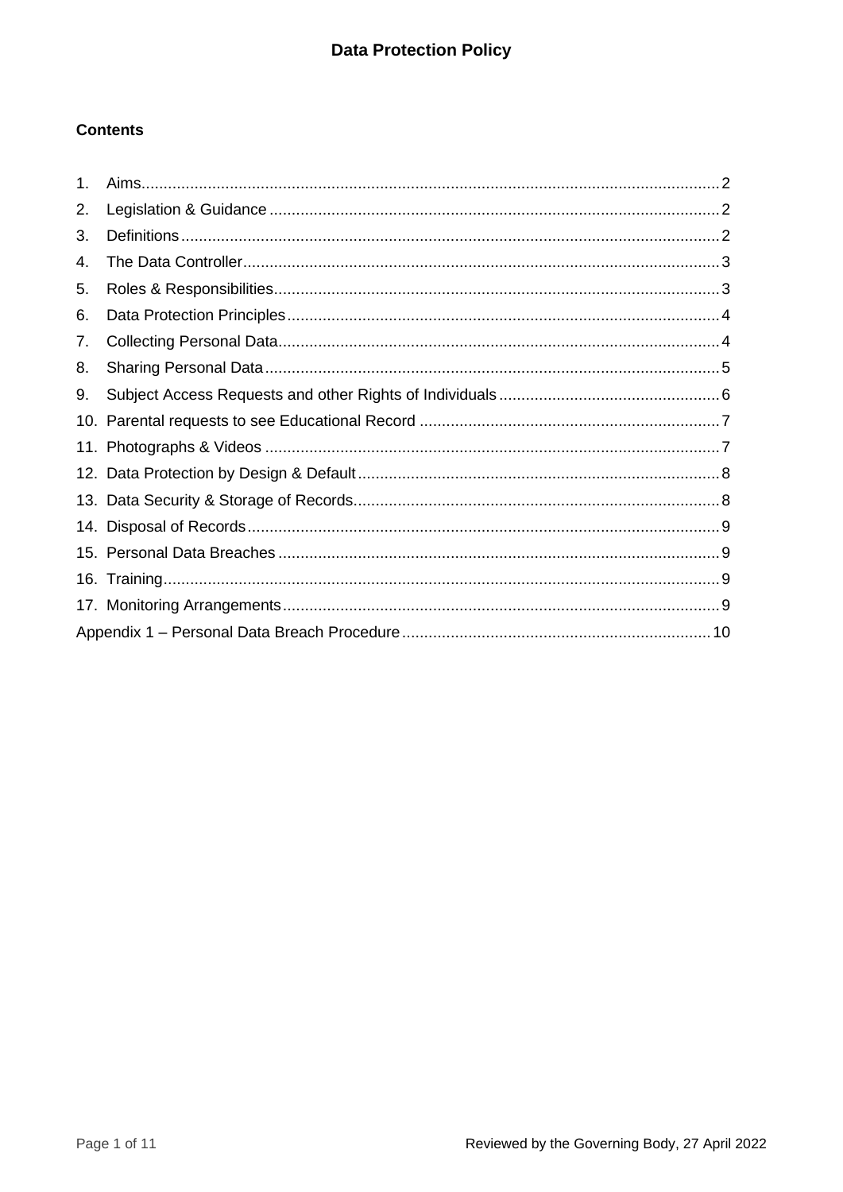# Data Protection Policy

**Contents**

1. Aims .................................................................................................................. 2
2. Legislation & Guidance .................................................................................... 2
3. Definitions ......................................................................................................... 2
4. The Data Controller ........................................................................................... 3
5. Roles & Responsibilities .................................................................................... 3
6. Data Protection Principles ................................................................................. 4
7. Collecting Personal Data ................................................................................... 4
8. Sharing Personal Data ...................................................................................... 5
9. Subject Access Requests and other Rights of Individuals .................................. 6
10. Parental requests to see Educational Record .................................................. 7
11. Photographs & Videos ...................................................................................... 7
12. Data Protection by Design & Default ................................................................. 8
13. Data Security & Storage of Records .................................................................. 8
14. Disposal of Records .......................................................................................... 9
15. Personal Data Breaches ................................................................................... 9
16. Training ............................................................................................................. 9
17. Monitoring Arrangements .................................................................................. 9

Appendix 1 – Personal Data Breach Procedure ..................................................... 10

Reviewed by the Governing Body, 27 April 2022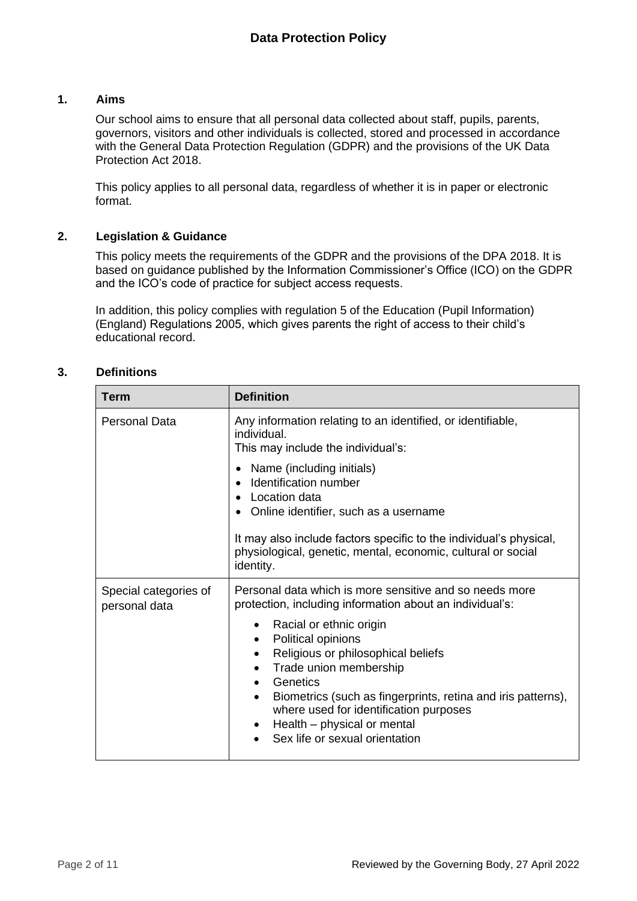# Data Protection Policy

## 1. Aims

Our school aims to ensure that all personal data collected about staff, pupils, parents, governors, visitors and other individuals is collected, stored and processed in accordance with the General Data Protection Regulation (GDPR) and the provisions of the UK Data Protection Act 2018.

This policy applies to all personal data, regardless of whether it is in paper or electronic format.

## 2. Legislation & Guidance

This policy meets the requirements of the GDPR and the provisions of the DPA 2018. It is based on guidance published by the Information Commissioner's Office (ICO) on the GDPR and the ICO's code of practice for subject access requests.

In addition, this policy complies with regulation 5 of the Education (Pupil Information) (England) Regulations 2005, which gives parents the right of access to their child's educational record.

## 3. Definitions

| Term | Definition |
| --- | --- |
| Personal Data | Any information relating to an identified, or identifiable, individual.<br>This may include the individual's:<br>• Name (including initials)<br>• Identification number<br>• Location data<br>• Online identifier, such as a username<br><br>It may also include factors specific to the individual's physical, physiological, genetic, mental, economic, cultural or social identity. |
| Special categories of personal data | Personal data which is more sensitive and so needs more protection, including information about an individual's:<br>• Racial or ethnic origin<br>• Political opinions<br>• Religious or philosophical beliefs<br>• Trade union membership<br>• Genetics<br>• Biometrics (such as fingerprints, retina and iris patterns), where used for identification purposes<br>• Health – physical or mental<br>• Sex life or sexual orientation |

Reviewed by the Governing Body, 27 April 2022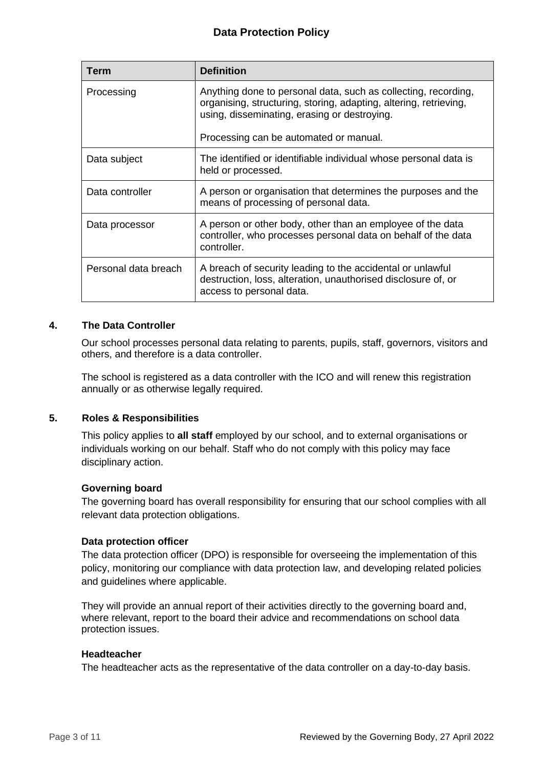| Term | Definition |
| --- | --- |
| Processing | Anything done to personal data, such as collecting, recording, organising, structuring, storing, adapting, altering, retrieving, using, disseminating, erasing or destroying.<br><br>Processing can be automated or manual. |
| Data subject | The identified or identifiable individual whose personal data is held or processed. |
| Data controller | A person or organisation that determines the purposes and the means of processing of personal data. |
| Data processor | A person or other body, other than an employee of the data controller, who processes personal data on behalf of the data controller. |
| Personal data breach | A breach of security leading to the accidental or unlawful destruction, loss, alteration, unauthorised disclosure of, or access to personal data. |

## 4. The Data Controller

Our school processes personal data relating to parents, pupils, staff, governors, visitors and others, and therefore is a data controller.

The school is registered as a data controller with the ICO and will renew this registration annually or as otherwise legally required.

## 5. Roles & Responsibilities

This policy applies to **all staff** employed by our school, and to external organisations or individuals working on our behalf. Staff who do not comply with this policy may face disciplinary action.

**Governing board**
The governing board has overall responsibility for ensuring that our school complies with all relevant data protection obligations.

**Data protection officer**
The data protection officer (DPO) is responsible for overseeing the implementation of this policy, monitoring our compliance with data protection law, and developing related policies and guidelines where applicable.

They will provide an annual report of their activities directly to the governing board and, where relevant, report to the board their advice and recommendations on school data protection issues.

**Headteacher**
The headteacher acts as the representative of the data controller on a day-to-day basis.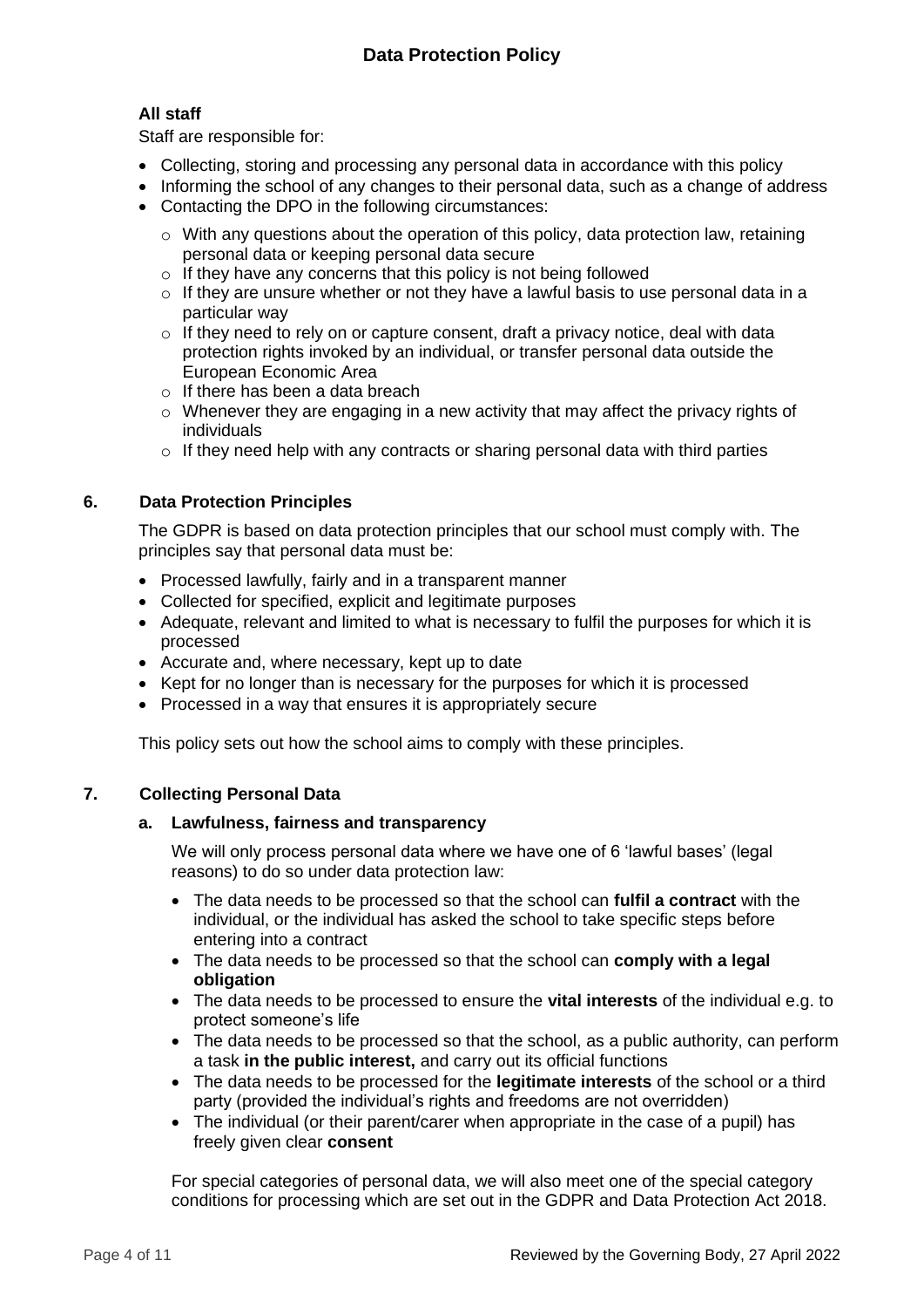### All staff

Staff are responsible for:

- Collecting, storing and processing any personal data in accordance with this policy
- Informing the school of any changes to their personal data, such as a change of address
- Contacting the DPO in the following circumstances:
  - With any questions about the operation of this policy, data protection law, retaining personal data or keeping personal data secure
  - If they have any concerns that this policy is not being followed
  - If they are unsure whether or not they have a lawful basis to use personal data in a particular way
  - If they need to rely on or capture consent, draft a privacy notice, deal with data protection rights invoked by an individual, or transfer personal data outside the European Economic Area
  - If there has been a data breach
  - Whenever they are engaging in a new activity that may affect the privacy rights of individuals
  - If they need help with any contracts or sharing personal data with third parties

## 6. Data Protection Principles

The GDPR is based on data protection principles that our school must comply with. The principles say that personal data must be:

- Processed lawfully, fairly and in a transparent manner
- Collected for specified, explicit and legitimate purposes
- Adequate, relevant and limited to what is necessary to fulfil the purposes for which it is processed
- Accurate and, where necessary, kept up to date
- Kept for no longer than is necessary for the purposes for which it is processed
- Processed in a way that ensures it is appropriately secure

This policy sets out how the school aims to comply with these principles.

## 7. Collecting Personal Data

### a. Lawfulness, fairness and transparency

We will only process personal data where we have one of 6 'lawful bases' (legal reasons) to do so under data protection law:

- The data needs to be processed so that the school can **fulfil a contract** with the individual, or the individual has asked the school to take specific steps before entering into a contract
- The data needs to be processed so that the school can **comply with a legal obligation**
- The data needs to be processed to ensure the **vital interests** of the individual e.g. to protect someone's life
- The data needs to be processed so that the school, as a public authority, can perform a task **in the public interest,** and carry out its official functions
- The data needs to be processed for the **legitimate interests** of the school or a third party (provided the individual's rights and freedoms are not overridden)
- The individual (or their parent/carer when appropriate in the case of a pupil) has freely given clear **consent**

For special categories of personal data, we will also meet one of the special category conditions for processing which are set out in the GDPR and Data Protection Act 2018.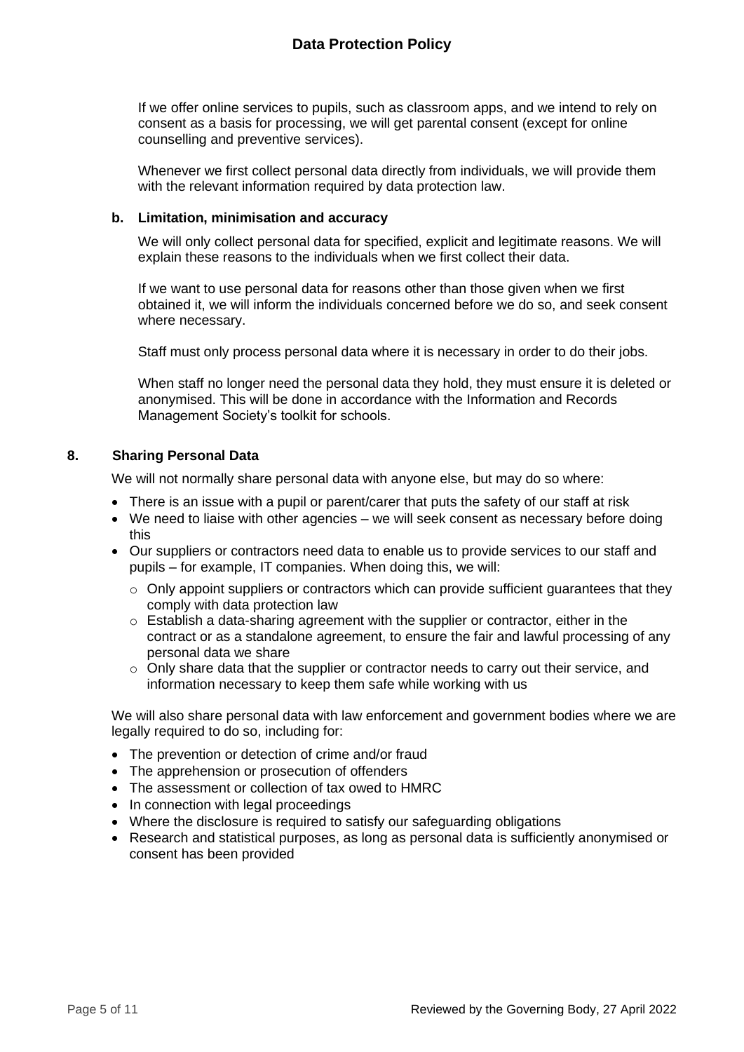If we offer online services to pupils, such as classroom apps, and we intend to rely on consent as a basis for processing, we will get parental consent (except for online counselling and preventive services).

Whenever we first collect personal data directly from individuals, we will provide them with the relevant information required by data protection law.

### b. Limitation, minimisation and accuracy

We will only collect personal data for specified, explicit and legitimate reasons. We will explain these reasons to the individuals when we first collect their data.

If we want to use personal data for reasons other than those given when we first obtained it, we will inform the individuals concerned before we do so, and seek consent where necessary.

Staff must only process personal data where it is necessary in order to do their jobs.

When staff no longer need the personal data they hold, they must ensure it is deleted or anonymised. This will be done in accordance with the Information and Records Management Society's toolkit for schools.

## 8. Sharing Personal Data

We will not normally share personal data with anyone else, but may do so where:

- There is an issue with a pupil or parent/carer that puts the safety of our staff at risk
- We need to liaise with other agencies – we will seek consent as necessary before doing this
- Our suppliers or contractors need data to enable us to provide services to our staff and pupils – for example, IT companies. When doing this, we will:
  - Only appoint suppliers or contractors which can provide sufficient guarantees that they comply with data protection law
  - Establish a data-sharing agreement with the supplier or contractor, either in the contract or as a standalone agreement, to ensure the fair and lawful processing of any personal data we share
  - Only share data that the supplier or contractor needs to carry out their service, and information necessary to keep them safe while working with us

We will also share personal data with law enforcement and government bodies where we are legally required to do so, including for:

- The prevention or detection of crime and/or fraud
- The apprehension or prosecution of offenders
- The assessment or collection of tax owed to HMRC
- In connection with legal proceedings
- Where the disclosure is required to satisfy our safeguarding obligations
- Research and statistical purposes, as long as personal data is sufficiently anonymised or consent has been provided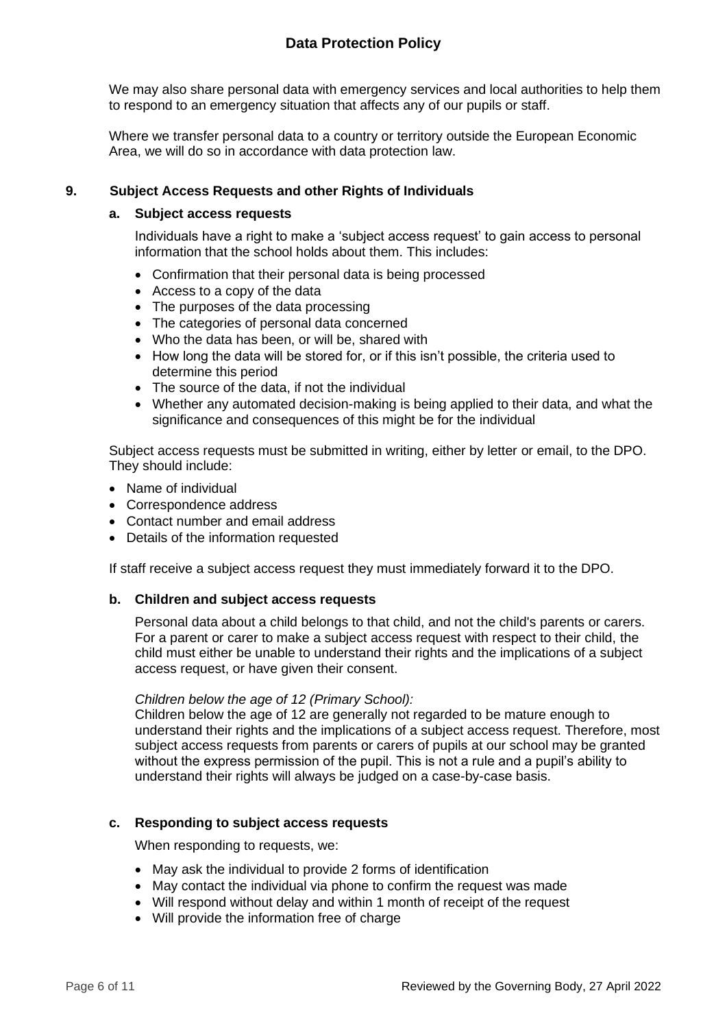We may also share personal data with emergency services and local authorities to help them to respond to an emergency situation that affects any of our pupils or staff.

Where we transfer personal data to a country or territory outside the European Economic Area, we will do so in accordance with data protection law.

## 9. Subject Access Requests and other Rights of Individuals

### a. Subject access requests

Individuals have a right to make a 'subject access request' to gain access to personal information that the school holds about them. This includes:

- Confirmation that their personal data is being processed
- Access to a copy of the data
- The purposes of the data processing
- The categories of personal data concerned
- Who the data has been, or will be, shared with
- How long the data will be stored for, or if this isn't possible, the criteria used to determine this period
- The source of the data, if not the individual
- Whether any automated decision-making is being applied to their data, and what the significance and consequences of this might be for the individual

Subject access requests must be submitted in writing, either by letter or email, to the DPO. They should include:

- Name of individual
- Correspondence address
- Contact number and email address
- Details of the information requested

If staff receive a subject access request they must immediately forward it to the DPO.

### b. Children and subject access requests

Personal data about a child belongs to that child, and not the child's parents or carers. For a parent or carer to make a subject access request with respect to their child, the child must either be unable to understand their rights and the implications of a subject access request, or have given their consent.

*Children below the age of 12 (Primary School):*
Children below the age of 12 are generally not regarded to be mature enough to understand their rights and the implications of a subject access request. Therefore, most subject access requests from parents or carers of pupils at our school may be granted without the express permission of the pupil. This is not a rule and a pupil's ability to understand their rights will always be judged on a case-by-case basis.

### c. Responding to subject access requests

When responding to requests, we:

- May ask the individual to provide 2 forms of identification
- May contact the individual via phone to confirm the request was made
- Will respond without delay and within 1 month of receipt of the request
- Will provide the information free of charge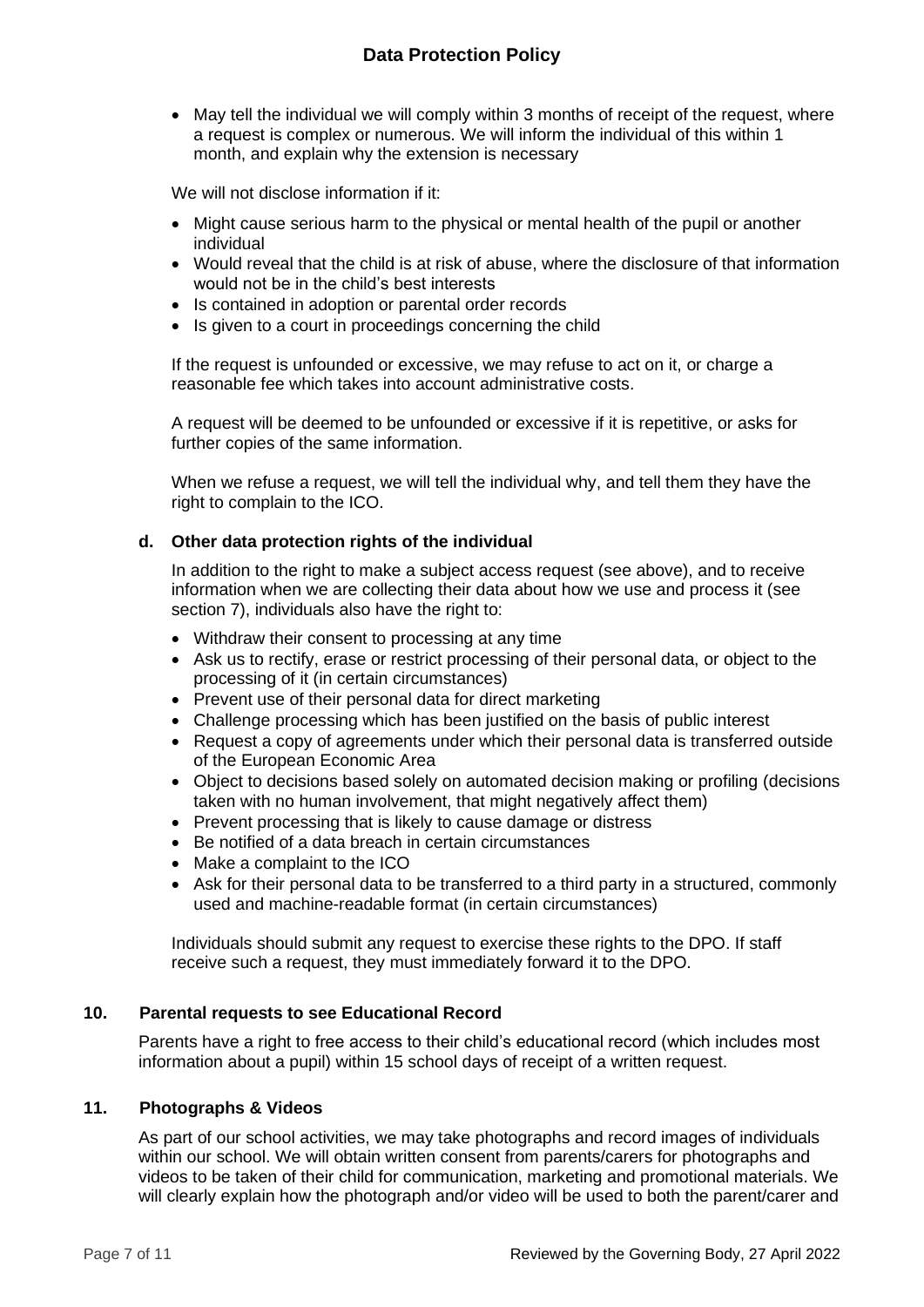- May tell the individual we will comply within 3 months of receipt of the request, where a request is complex or numerous. We will inform the individual of this within 1 month, and explain why the extension is necessary

We will not disclose information if it:

- Might cause serious harm to the physical or mental health of the pupil or another individual
- Would reveal that the child is at risk of abuse, where the disclosure of that information would not be in the child's best interests
- Is contained in adoption or parental order records
- Is given to a court in proceedings concerning the child

If the request is unfounded or excessive, we may refuse to act on it, or charge a reasonable fee which takes into account administrative costs.

A request will be deemed to be unfounded or excessive if it is repetitive, or asks for further copies of the same information.

When we refuse a request, we will tell the individual why, and tell them they have the right to complain to the ICO.

### d. Other data protection rights of the individual

In addition to the right to make a subject access request (see above), and to receive information when we are collecting their data about how we use and process it (see section 7), individuals also have the right to:

- Withdraw their consent to processing at any time
- Ask us to rectify, erase or restrict processing of their personal data, or object to the processing of it (in certain circumstances)
- Prevent use of their personal data for direct marketing
- Challenge processing which has been justified on the basis of public interest
- Request a copy of agreements under which their personal data is transferred outside of the European Economic Area
- Object to decisions based solely on automated decision making or profiling (decisions taken with no human involvement, that might negatively affect them)
- Prevent processing that is likely to cause damage or distress
- Be notified of a data breach in certain circumstances
- Make a complaint to the ICO
- Ask for their personal data to be transferred to a third party in a structured, commonly used and machine-readable format (in certain circumstances)

Individuals should submit any request to exercise these rights to the DPO. If staff receive such a request, they must immediately forward it to the DPO.

## 10. Parental requests to see Educational Record

Parents have a right to free access to their child's educational record (which includes most information about a pupil) within 15 school days of receipt of a written request.

## 11. Photographs & Videos

As part of our school activities, we may take photographs and record images of individuals within our school. We will obtain written consent from parents/carers for photographs and videos to be taken of their child for communication, marketing and promotional materials. We will clearly explain how the photograph and/or video will be used to both the parent/carer and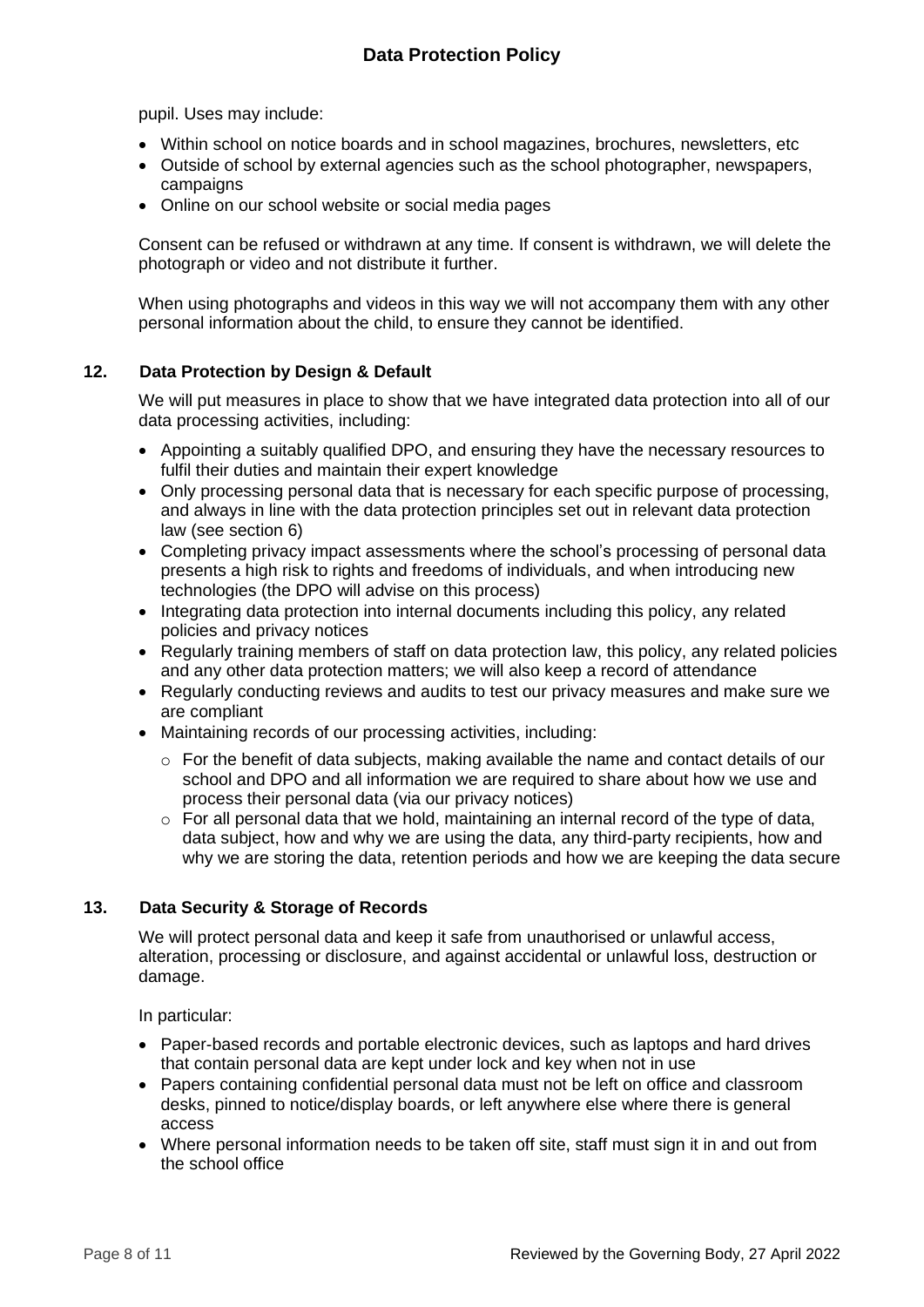pupil. Uses may include:

- Within school on notice boards and in school magazines, brochures, newsletters, etc
- Outside of school by external agencies such as the school photographer, newspapers, campaigns
- Online on our school website or social media pages

Consent can be refused or withdrawn at any time. If consent is withdrawn, we will delete the photograph or video and not distribute it further.

When using photographs and videos in this way we will not accompany them with any other personal information about the child, to ensure they cannot be identified.

## 12. Data Protection by Design & Default

We will put measures in place to show that we have integrated data protection into all of our data processing activities, including:

- Appointing a suitably qualified DPO, and ensuring they have the necessary resources to fulfil their duties and maintain their expert knowledge
- Only processing personal data that is necessary for each specific purpose of processing, and always in line with the data protection principles set out in relevant data protection law (see section 6)
- Completing privacy impact assessments where the school's processing of personal data presents a high risk to rights and freedoms of individuals, and when introducing new technologies (the DPO will advise on this process)
- Integrating data protection into internal documents including this policy, any related policies and privacy notices
- Regularly training members of staff on data protection law, this policy, any related policies and any other data protection matters; we will also keep a record of attendance
- Regularly conducting reviews and audits to test our privacy measures and make sure we are compliant
- Maintaining records of our processing activities, including:
  - For the benefit of data subjects, making available the name and contact details of our school and DPO and all information we are required to share about how we use and process their personal data (via our privacy notices)
  - For all personal data that we hold, maintaining an internal record of the type of data, data subject, how and why we are using the data, any third-party recipients, how and why we are storing the data, retention periods and how we are keeping the data secure

## 13. Data Security & Storage of Records

We will protect personal data and keep it safe from unauthorised or unlawful access, alteration, processing or disclosure, and against accidental or unlawful loss, destruction or damage.

In particular:

- Paper-based records and portable electronic devices, such as laptops and hard drives that contain personal data are kept under lock and key when not in use
- Papers containing confidential personal data must not be left on office and classroom desks, pinned to notice/display boards, or left anywhere else where there is general access
- Where personal information needs to be taken off site, staff must sign it in and out from the school office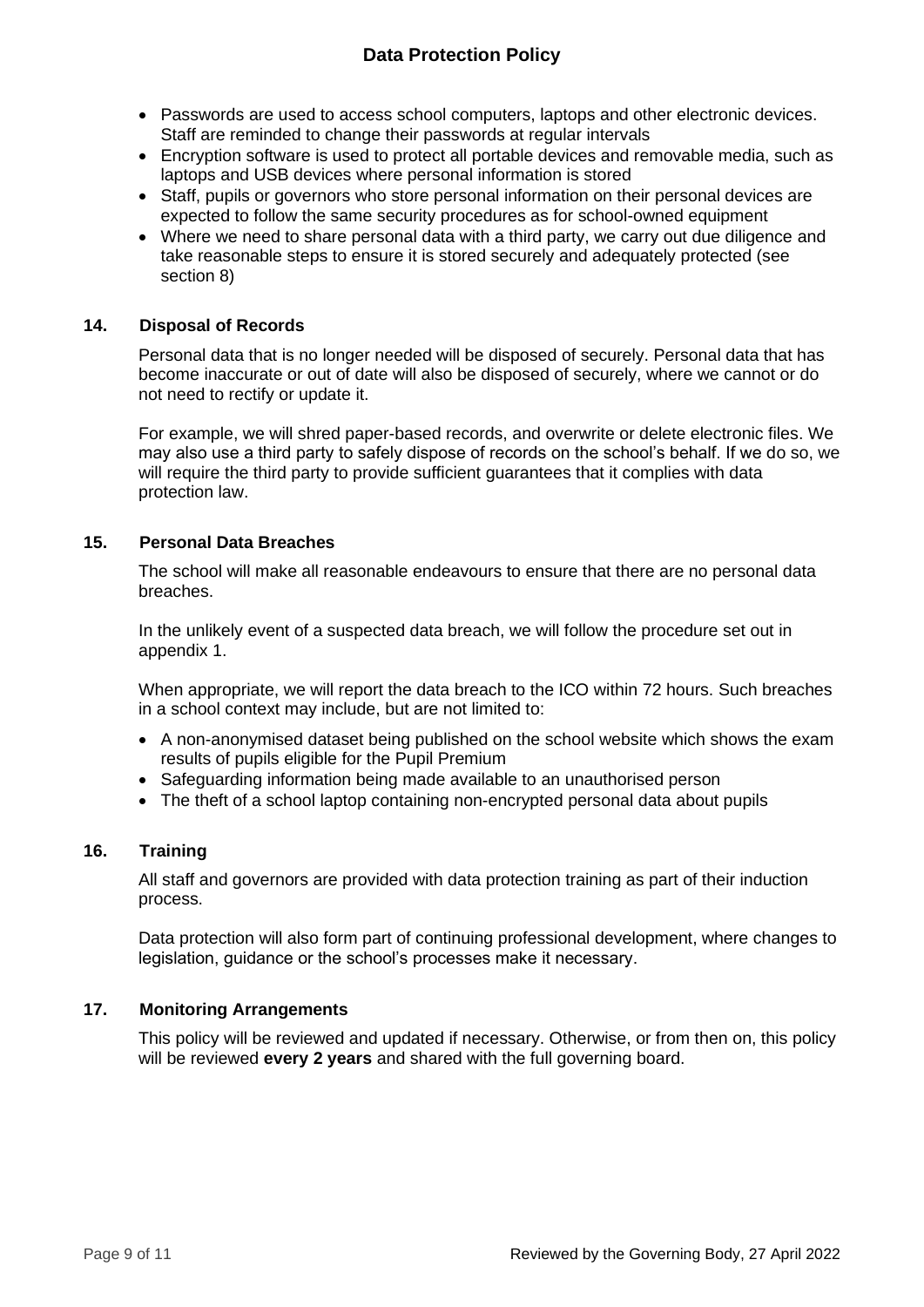- Passwords are used to access school computers, laptops and other electronic devices. Staff are reminded to change their passwords at regular intervals
- Encryption software is used to protect all portable devices and removable media, such as laptops and USB devices where personal information is stored
- Staff, pupils or governors who store personal information on their personal devices are expected to follow the same security procedures as for school-owned equipment
- Where we need to share personal data with a third party, we carry out due diligence and take reasonable steps to ensure it is stored securely and adequately protected (see section 8)

## 14. Disposal of Records

Personal data that is no longer needed will be disposed of securely. Personal data that has become inaccurate or out of date will also be disposed of securely, where we cannot or do not need to rectify or update it.

For example, we will shred paper-based records, and overwrite or delete electronic files. We may also use a third party to safely dispose of records on the school's behalf. If we do so, we will require the third party to provide sufficient guarantees that it complies with data protection law.

## 15. Personal Data Breaches

The school will make all reasonable endeavours to ensure that there are no personal data breaches.

In the unlikely event of a suspected data breach, we will follow the procedure set out in appendix 1.

When appropriate, we will report the data breach to the ICO within 72 hours. Such breaches in a school context may include, but are not limited to:

- A non-anonymised dataset being published on the school website which shows the exam results of pupils eligible for the Pupil Premium
- Safeguarding information being made available to an unauthorised person
- The theft of a school laptop containing non-encrypted personal data about pupils

## 16. Training

All staff and governors are provided with data protection training as part of their induction process.

Data protection will also form part of continuing professional development, where changes to legislation, guidance or the school's processes make it necessary.

## 17. Monitoring Arrangements

This policy will be reviewed and updated if necessary. Otherwise, or from then on, this policy will be reviewed **every 2 years** and shared with the full governing board.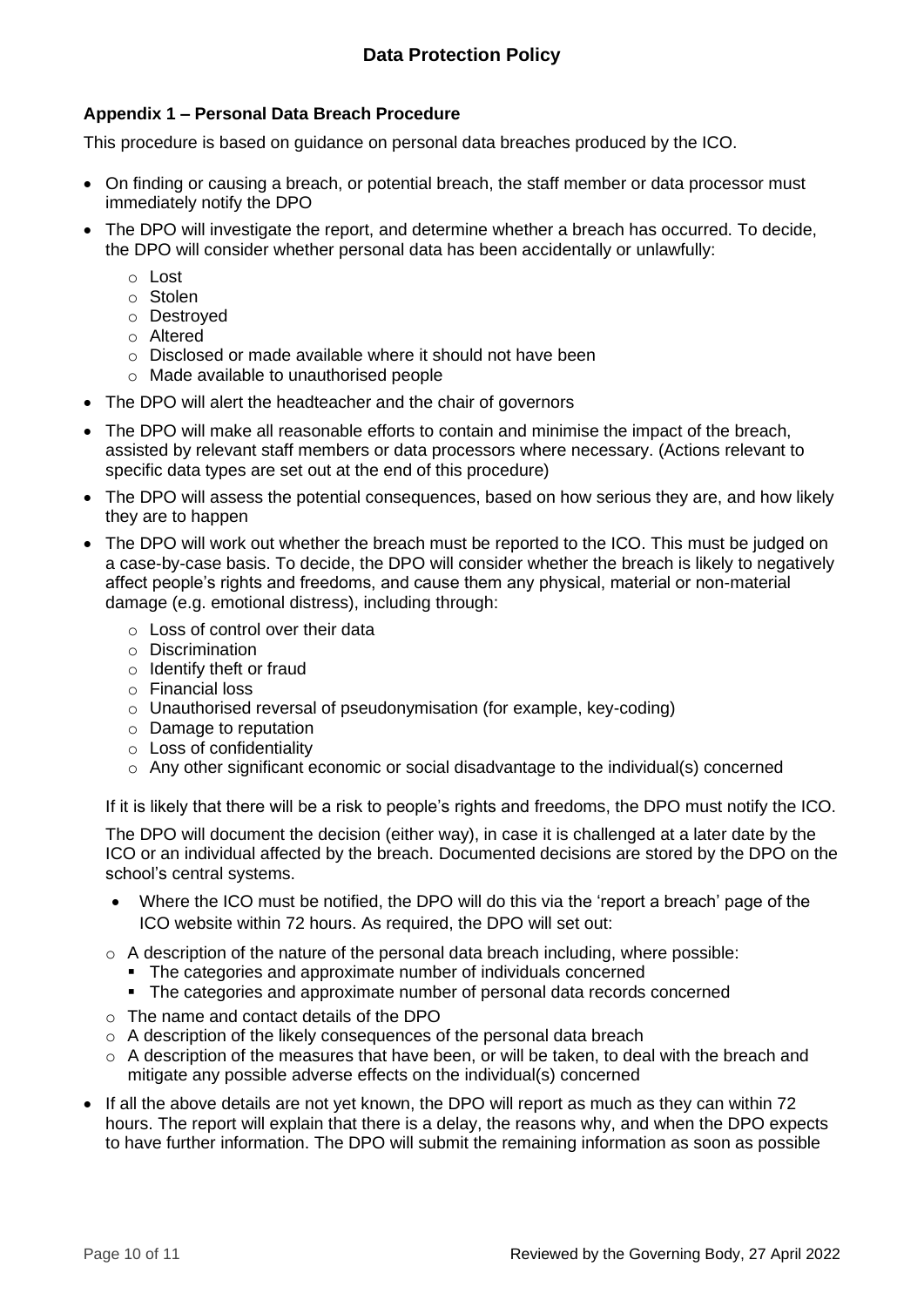## Appendix 1 – Personal Data Breach Procedure

This procedure is based on guidance on personal data breaches produced by the ICO.

- On finding or causing a breach, or potential breach, the staff member or data processor must immediately notify the DPO
- The DPO will investigate the report, and determine whether a breach has occurred. To decide, the DPO will consider whether personal data has been accidentally or unlawfully:
  - Lost
  - Stolen
  - Destroyed
  - Altered
  - Disclosed or made available where it should not have been
  - Made available to unauthorised people
- The DPO will alert the headteacher and the chair of governors
- The DPO will make all reasonable efforts to contain and minimise the impact of the breach, assisted by relevant staff members or data processors where necessary. (Actions relevant to specific data types are set out at the end of this procedure)
- The DPO will assess the potential consequences, based on how serious they are, and how likely they are to happen
- The DPO will work out whether the breach must be reported to the ICO. This must be judged on a case-by-case basis. To decide, the DPO will consider whether the breach is likely to negatively affect people's rights and freedoms, and cause them any physical, material or non-material damage (e.g. emotional distress), including through:
  - Loss of control over their data
  - Discrimination
  - Identify theft or fraud
  - Financial loss
  - Unauthorised reversal of pseudonymisation (for example, key-coding)
  - Damage to reputation
  - Loss of confidentiality
  - Any other significant economic or social disadvantage to the individual(s) concerned

  If it is likely that there will be a risk to people's rights and freedoms, the DPO must notify the ICO.

  The DPO will document the decision (either way), in case it is challenged at a later date by the ICO or an individual affected by the breach. Documented decisions are stored by the DPO on the school's central systems.

  - Where the ICO must be notified, the DPO will do this via the 'report a breach' page of the ICO website within 72 hours. As required, the DPO will set out:

  - A description of the nature of the personal data breach including, where possible:
    - The categories and approximate number of individuals concerned
    - The categories and approximate number of personal data records concerned
  - The name and contact details of the DPO
  - A description of the likely consequences of the personal data breach
  - A description of the measures that have been, or will be taken, to deal with the breach and mitigate any possible adverse effects on the individual(s) concerned
- If all the above details are not yet known, the DPO will report as much as they can within 72 hours. The report will explain that there is a delay, the reasons why, and when the DPO expects to have further information. The DPO will submit the remaining information as soon as possible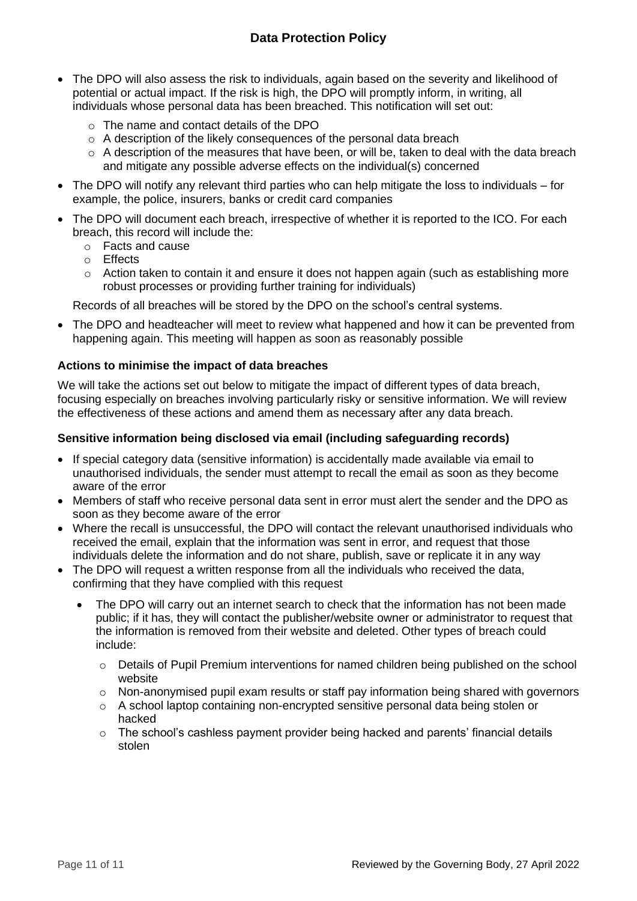- The DPO will also assess the risk to individuals, again based on the severity and likelihood of potential or actual impact. If the risk is high, the DPO will promptly inform, in writing, all individuals whose personal data has been breached. This notification will set out:
  - The name and contact details of the DPO
  - A description of the likely consequences of the personal data breach
  - A description of the measures that have been, or will be, taken to deal with the data breach and mitigate any possible adverse effects on the individual(s) concerned
- The DPO will notify any relevant third parties who can help mitigate the loss to individuals – for example, the police, insurers, banks or credit card companies
- The DPO will document each breach, irrespective of whether it is reported to the ICO. For each breach, this record will include the:
  - Facts and cause
  - Effects
  - Action taken to contain it and ensure it does not happen again (such as establishing more robust processes or providing further training for individuals)

  Records of all breaches will be stored by the DPO on the school's central systems.
- The DPO and headteacher will meet to review what happened and how it can be prevented from happening again. This meeting will happen as soon as reasonably possible

**Actions to minimise the impact of data breaches**

We will take the actions set out below to mitigate the impact of different types of data breach, focusing especially on breaches involving particularly risky or sensitive information. We will review the effectiveness of these actions and amend them as necessary after any data breach.

**Sensitive information being disclosed via email (including safeguarding records)**

- If special category data (sensitive information) is accidentally made available via email to unauthorised individuals, the sender must attempt to recall the email as soon as they become aware of the error
- Members of staff who receive personal data sent in error must alert the sender and the DPO as soon as they become aware of the error
- Where the recall is unsuccessful, the DPO will contact the relevant unauthorised individuals who received the email, explain that the information was sent in error, and request that those individuals delete the information and do not share, publish, save or replicate it in any way
- The DPO will request a written response from all the individuals who received the data, confirming that they have complied with this request
  - The DPO will carry out an internet search to check that the information has not been made public; if it has, they will contact the publisher/website owner or administrator to request that the information is removed from their website and deleted. Other types of breach could include:
    - Details of Pupil Premium interventions for named children being published on the school website
    - Non-anonymised pupil exam results or staff pay information being shared with governors
    - A school laptop containing non-encrypted sensitive personal data being stolen or hacked
    - The school's cashless payment provider being hacked and parents' financial details stolen